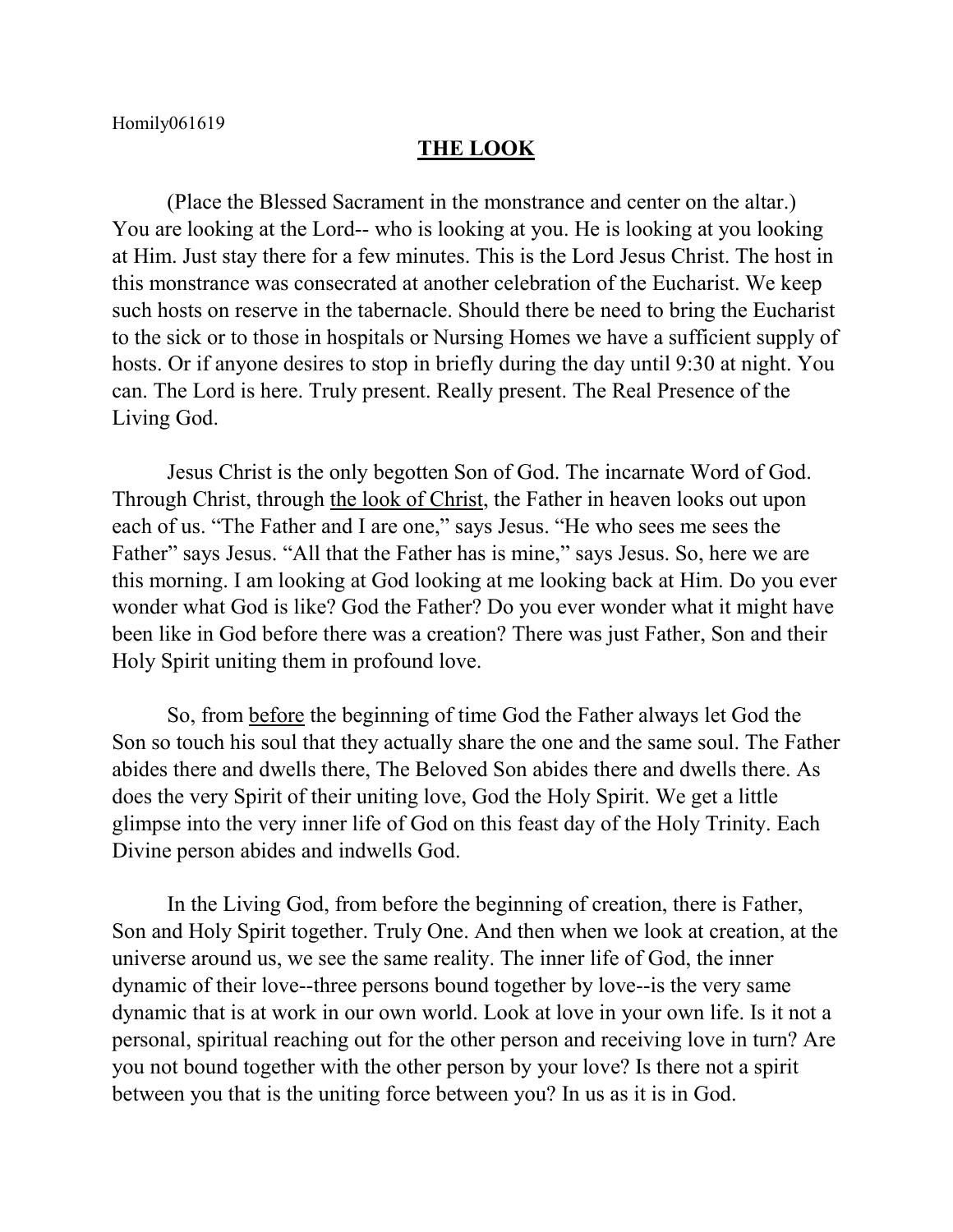Homily061619

## **THE LOOK**

(Place the Blessed Sacrament in the monstrance and center on the altar.) You are looking at the Lord-- who is looking at you. He is looking at you looking at Him. Just stay there for a few minutes. This is the Lord Jesus Christ. The host in this monstrance was consecrated at another celebration of the Eucharist. We keep such hosts on reserve in the tabernacle. Should there be need to bring the Eucharist to the sick or to those in hospitals or Nursing Homes we have a sufficient supply of hosts. Or if anyone desires to stop in briefly during the day until 9:30 at night. You can. The Lord is here. Truly present. Really present. The Real Presence of the Living God.

Jesus Christ is the only begotten Son of God. The incarnate Word of God. Through Christ, through the look of Christ, the Father in heaven looks out upon each of us. "The Father and I are one," says Jesus. "He who sees me sees the Father" says Jesus. "All that the Father has is mine," says Jesus. So, here we are this morning. I am looking at God looking at me looking back at Him. Do you ever wonder what God is like? God the Father? Do you ever wonder what it might have been like in God before there was a creation? There was just Father, Son and their Holy Spirit uniting them in profound love.

So, from before the beginning of time God the Father always let God the Son so touch his soul that they actually share the one and the same soul. The Father abides there and dwells there, The Beloved Son abides there and dwells there. As does the very Spirit of their uniting love, God the Holy Spirit. We get a little glimpse into the very inner life of God on this feast day of the Holy Trinity. Each Divine person abides and indwells God.

In the Living God, from before the beginning of creation, there is Father, Son and Holy Spirit together. Truly One. And then when we look at creation, at the universe around us, we see the same reality. The inner life of God, the inner dynamic of their love--three persons bound together by love--is the very same dynamic that is at work in our own world. Look at love in your own life. Is it not a personal, spiritual reaching out for the other person and receiving love in turn? Are you not bound together with the other person by your love? Is there not a spirit between you that is the uniting force between you? In us as it is in God.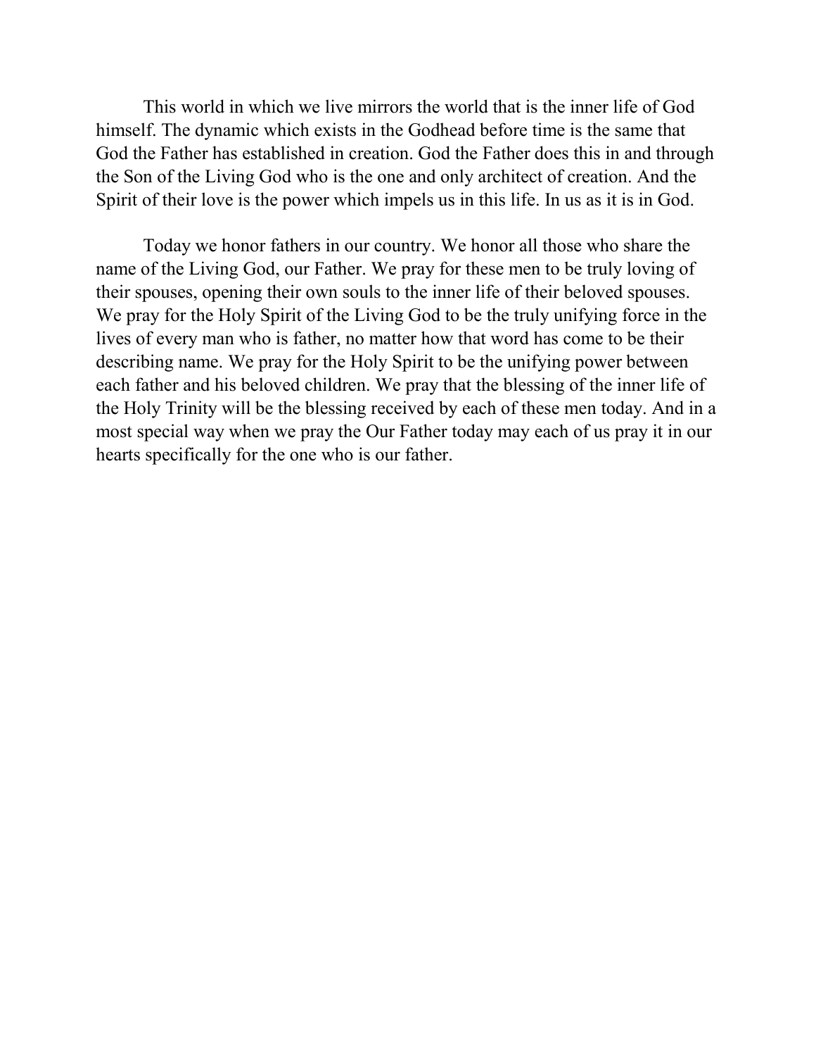This world in which we live mirrors the world that is the inner life of God himself. The dynamic which exists in the Godhead before time is the same that God the Father has established in creation. God the Father does this in and through the Son of the Living God who is the one and only architect of creation. And the Spirit of their love is the power which impels us in this life. In us as it is in God.

Today we honor fathers in our country. We honor all those who share the name of the Living God, our Father. We pray for these men to be truly loving of their spouses, opening their own souls to the inner life of their beloved spouses. We pray for the Holy Spirit of the Living God to be the truly unifying force in the lives of every man who is father, no matter how that word has come to be their describing name. We pray for the Holy Spirit to be the unifying power between each father and his beloved children. We pray that the blessing of the inner life of the Holy Trinity will be the blessing received by each of these men today. And in a most special way when we pray the Our Father today may each of us pray it in our hearts specifically for the one who is our father.